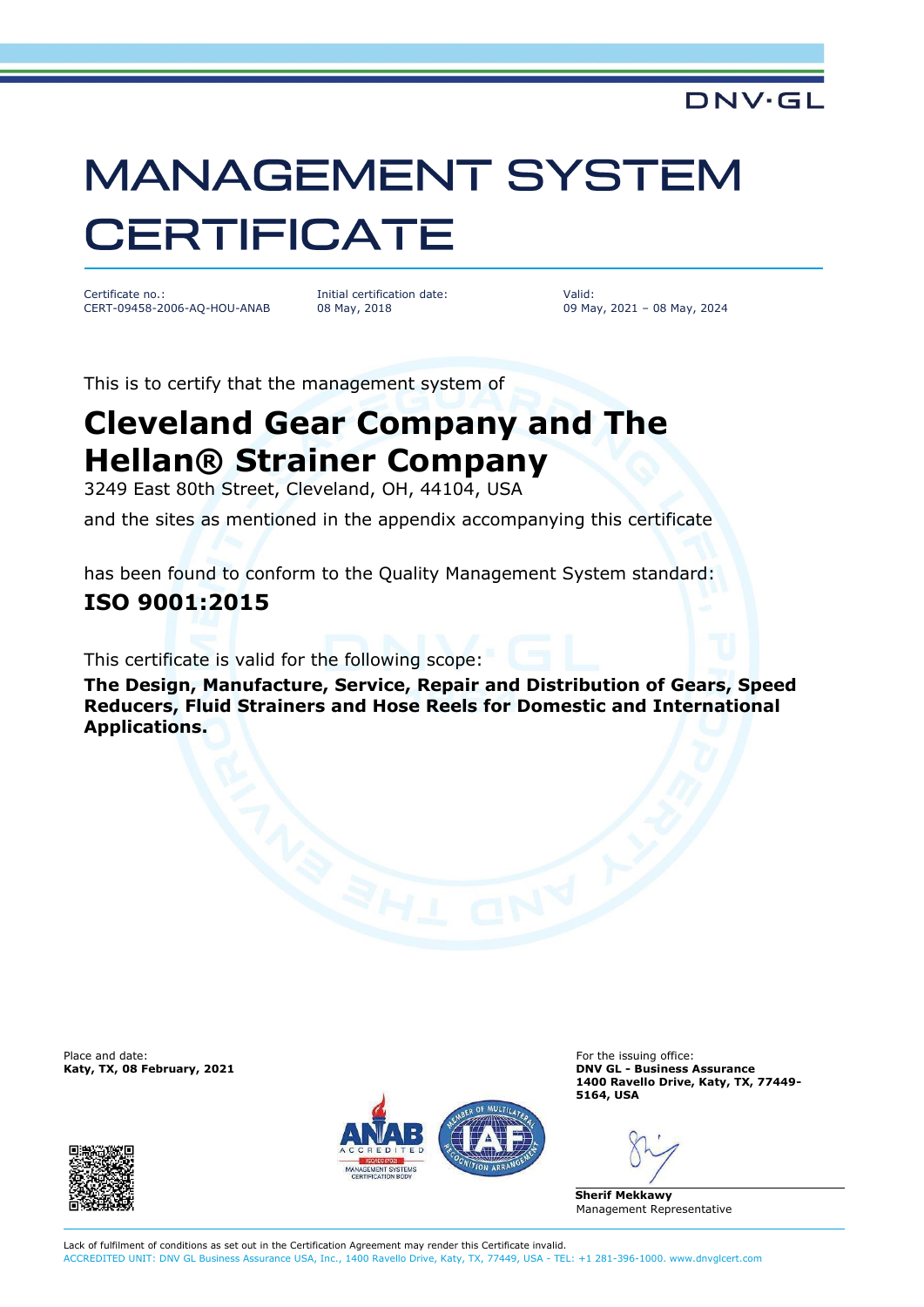DNV·GL

# MANAGEMENT SYSTEM CERTIFICATE

| Certificate no.: | Initial certification date: | Valid: |
|---|---|---|
| CERT-09458-2006-AQ-HOU-ANAB | 08 May, 2018 | 09 May, 2021 – 08 May, 2024 |

This is to certify that the management system of

## Cleveland Gear Company and The Hellan® Strainer Company

3249 East 80th Street, Cleveland, OH, 44104, USA

and the sites as mentioned in the appendix accompanying this certificate

has been found to conform to the Quality Management System standard:

## ISO 9001:2015

This certificate is valid for the following scope:

**The Design, Manufacture, Service, Repair and Distribution of Gears, Speed Reducers, Fluid Strainers and Hose Reels for Domestic and International Applications.**

Place and date:
**Katy, TX, 08 February, 2021**

For the issuing office:
**DNV GL - Business Assurance**
**1400 Ravello Drive, Katy, TX, 77449-5164, USA**

**Sherif Mekkawy**
Management Representative

Lack of fulfilment of conditions as set out in the Certification Agreement may render this Certificate invalid.
ACCREDITED UNIT: DNV GL Business Assurance USA, Inc., 1400 Ravello Drive, Katy, TX, 77449, USA - TEL: +1 281-396-1000. www.dnvglcert.com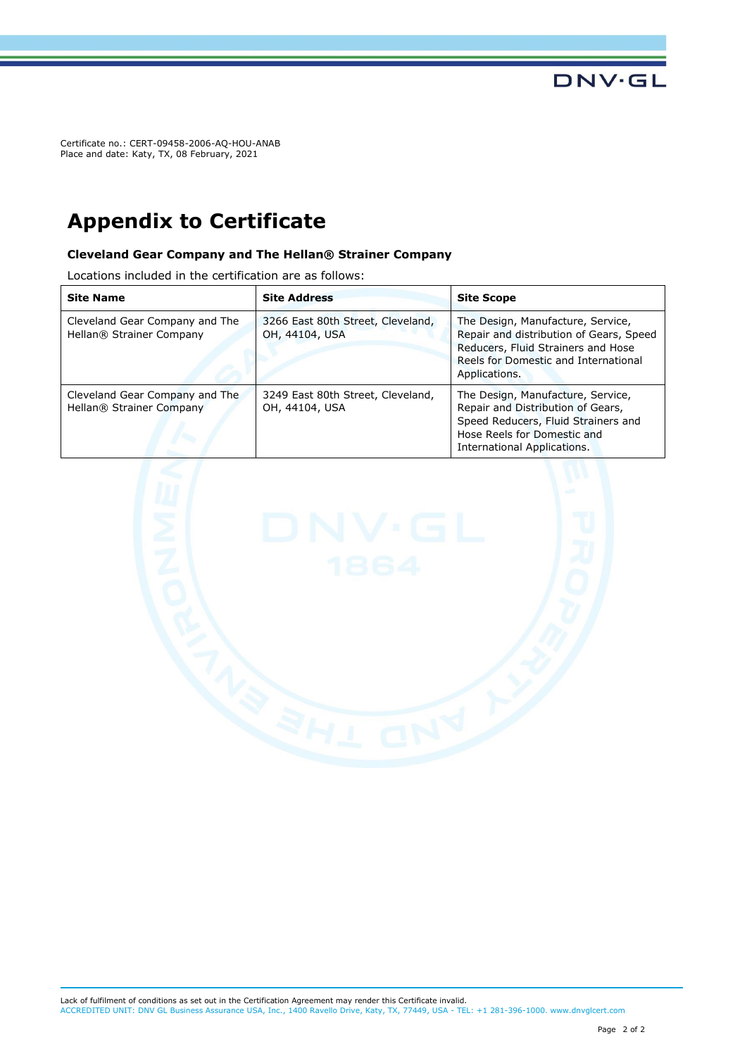Certificate no.: CERT-09458-2006-AQ-HOU-ANAB
Place and date: Katy, TX, 08 February, 2021

# Appendix to Certificate

**Cleveland Gear Company and The Hellan® Strainer Company**

Locations included in the certification are as follows:

| Site Name | Site Address | Site Scope |
|---|---|---|
| Cleveland Gear Company and The Hellan® Strainer Company | 3266 East 80th Street, Cleveland, OH, 44104, USA | The Design, Manufacture, Service, Repair and distribution of Gears, Speed Reducers, Fluid Strainers and Hose Reels for Domestic and International Applications. |
| Cleveland Gear Company and The Hellan® Strainer Company | 3249 East 80th Street, Cleveland, OH, 44104, USA | The Design, Manufacture, Service, Repair and Distribution of Gears, Speed Reducers, Fluid Strainers and Hose Reels for Domestic and International Applications. |

Lack of fulfilment of conditions as set out in the Certification Agreement may render this Certificate invalid.
ACCREDITED UNIT: DNV GL Business Assurance USA, Inc., 1400 Ravello Drive, Katy, TX, 77449, USA - TEL: +1 281-396-1000. www.dnvglcert.com